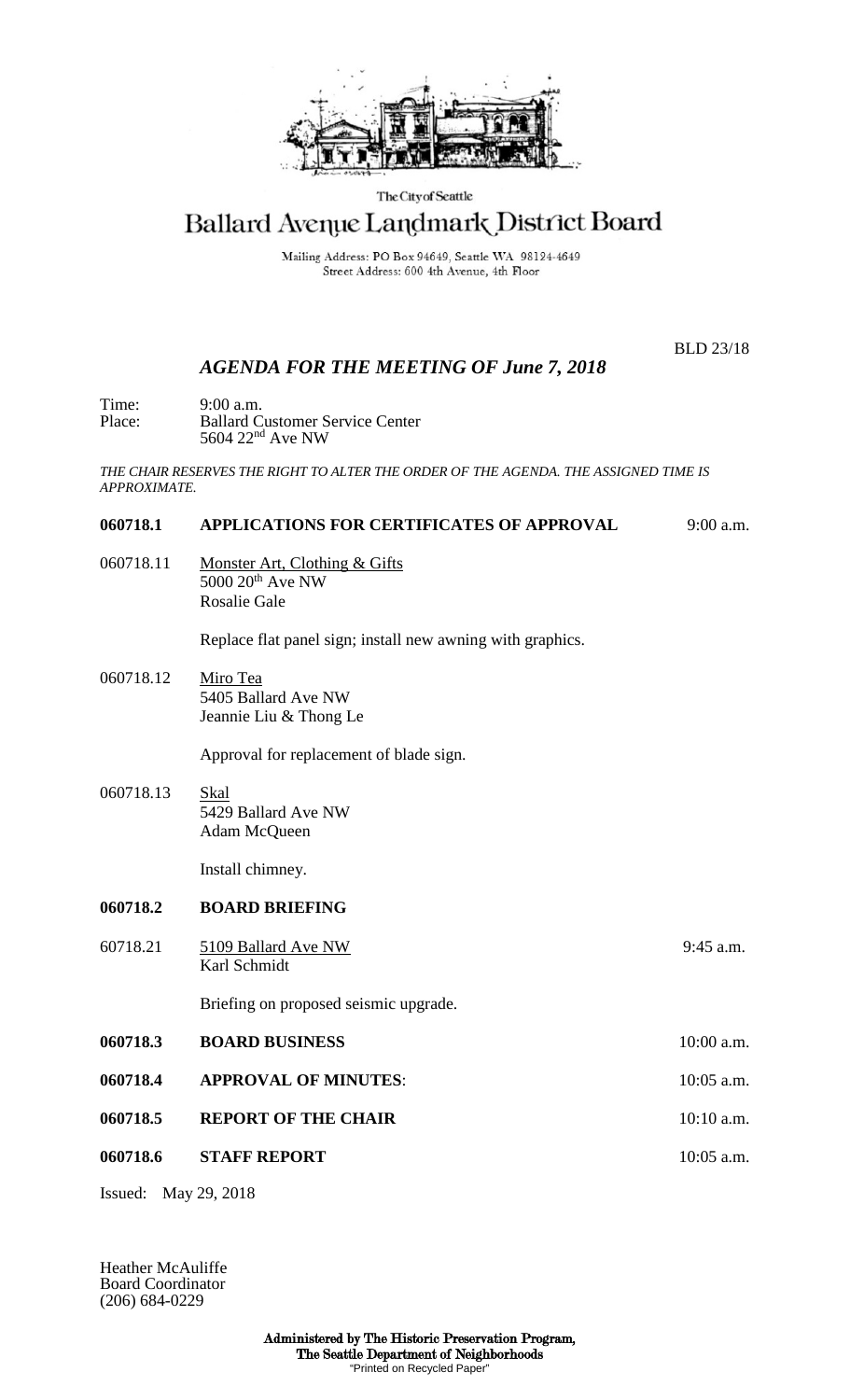The City of Seattle

# Ballard Avenue Landmark District Board

Mailing Address: PO Box 94649, Seattle WA 98124-4649
Street Address: 600 4th Avenue, 4th Floor

BLD 23/18

## *AGENDA FOR THE MEETING OF June 7, 2018*

Time: 9:00 a.m.
Place: Ballard Customer Service Center
5604 22nd Ave NW

*THE CHAIR RESERVES THE RIGHT TO ALTER THE ORDER OF THE AGENDA. THE ASSIGNED TIME IS APPROXIMATE.*

**060718.1 APPLICATIONS FOR CERTIFICATES OF APPROVAL** 9:00 a.m.

060718.11 Monster Art, Clothing & Gifts
5000 20th Ave NW
Rosalie Gale

Replace flat panel sign; install new awning with graphics.

060718.12 Miro Tea
5405 Ballard Ave NW
Jeannie Liu & Thong Le

Approval for replacement of blade sign.

060718.13 Skal
5429 Ballard Ave NW
Adam McQueen

Install chimney.

**060718.2 BOARD BRIEFING**

60718.21 5109 Ballard Ave NW 9:45 a.m.
Karl Schmidt

Briefing on proposed seismic upgrade.

**060718.3 BOARD BUSINESS** 10:00 a.m.

**060718.4 APPROVAL OF MINUTES**: 10:05 a.m.

**060718.5 REPORT OF THE CHAIR** 10:10 a.m.

**060718.6 STAFF REPORT** 10:05 a.m.

Issued: May 29, 2018

Heather McAuliffe
Board Coordinator
(206) 684-0229

**Administered by The Historic Preservation Program,**
**The Seattle Department of Neighborhoods**
"Printed on Recycled Paper"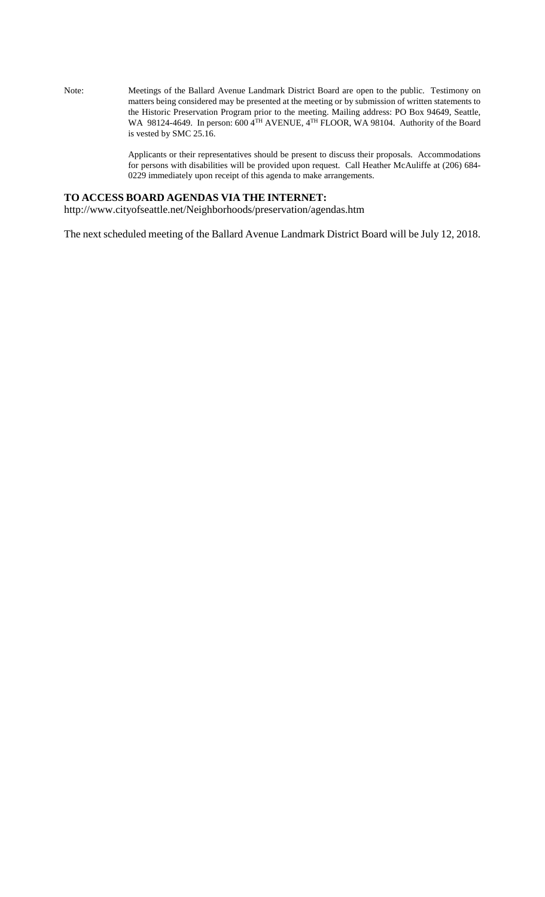Note: Meetings of the Ballard Avenue Landmark District Board are open to the public. Testimony on matters being considered may be presented at the meeting or by submission of written statements to the Historic Preservation Program prior to the meeting. Mailing address: PO Box 94649, Seattle, WA 98124-4649. In person: 600 4TH AVENUE, 4TH FLOOR, WA 98104. Authority of the Board is vested by SMC 25.16.

Applicants or their representatives should be present to discuss their proposals. Accommodations for persons with disabilities will be provided upon request. Call Heather McAuliffe at (206) 684-0229 immediately upon receipt of this agenda to make arrangements.

**TO ACCESS BOARD AGENDAS VIA THE INTERNET:**

http://www.cityofseattle.net/Neighborhoods/preservation/agendas.htm

The next scheduled meeting of the Ballard Avenue Landmark District Board will be July 12, 2018.